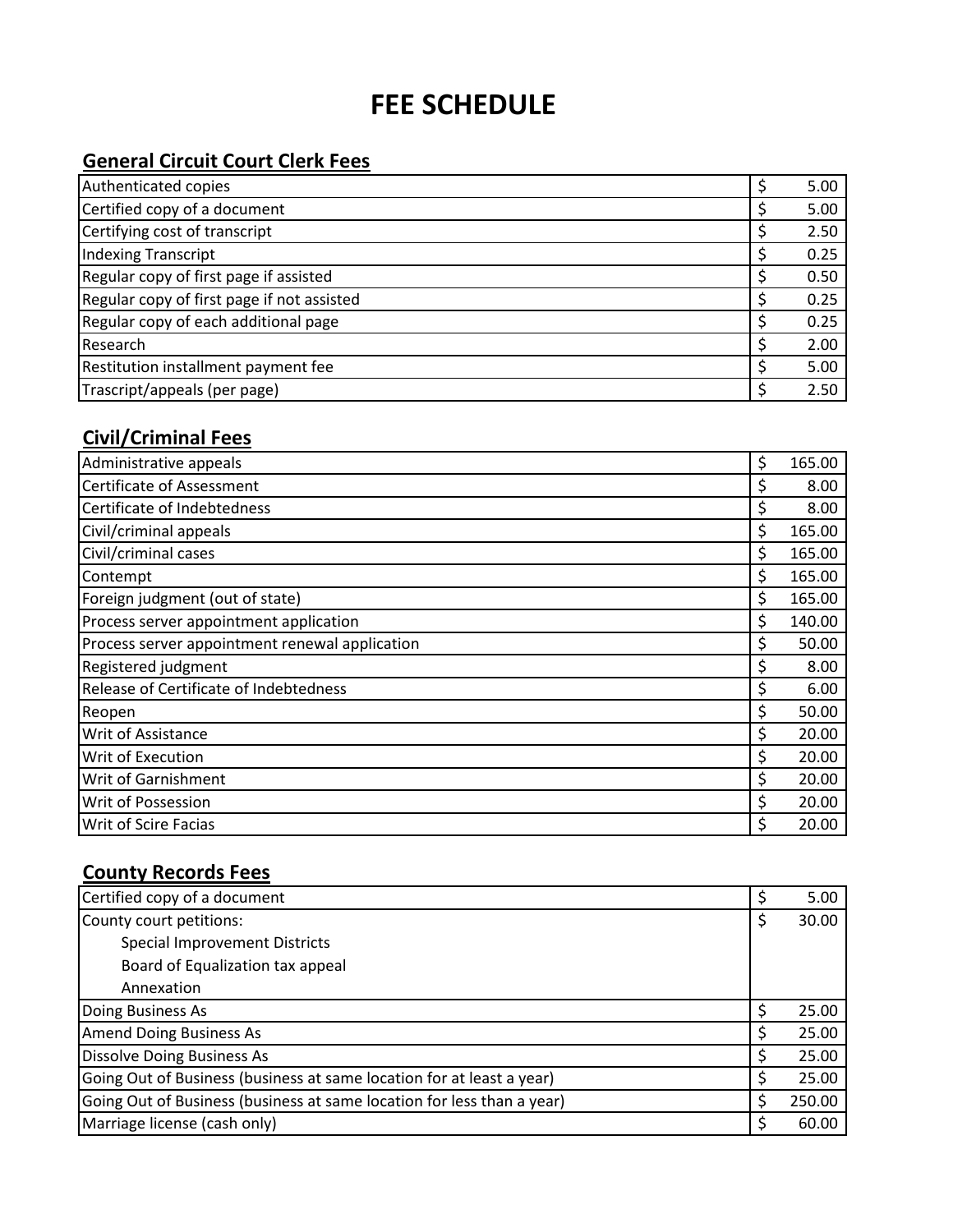# FEE SCHEDULE

## General Circuit Court Clerk Fees

| Item | Fee |
|---|---|
| Authenticated copies | $ 5.00 |
| Certified copy of a document | $ 5.00 |
| Certifying cost of transcript | $ 2.50 |
| Indexing Transcript | $ 0.25 |
| Regular copy of first page if assisted | $ 0.50 |
| Regular copy of first page if not assisted | $ 0.25 |
| Regular copy of each additional page | $ 0.25 |
| Research | $ 2.00 |
| Restitution installment payment fee | $ 5.00 |
| Trascript/appeals (per page) | $ 2.50 |

## Civil/Criminal Fees

| Item | Fee |
|---|---|
| Administrative appeals | $ 165.00 |
| Certificate of Assessment | $ 8.00 |
| Certificate of Indebtedness | $ 8.00 |
| Civil/criminal appeals | $ 165.00 |
| Civil/criminal cases | $ 165.00 |
| Contempt | $ 165.00 |
| Foreign judgment (out of state) | $ 165.00 |
| Process server appointment application | $ 140.00 |
| Process server appointment renewal application | $ 50.00 |
| Registered judgment | $ 8.00 |
| Release of Certificate of Indebtedness | $ 6.00 |
| Reopen | $ 50.00 |
| Writ of Assistance | $ 20.00 |
| Writ of Execution | $ 20.00 |
| Writ of Garnishment | $ 20.00 |
| Writ of Possession | $ 20.00 |
| Writ of Scire Facias | $ 20.00 |

## County Records Fees

| Item | Fee |
|---|---|
| Certified copy of a document | $ 5.00 |
| County court petitions:<br>Special Improvement Districts<br>Board of Equalization tax appeal<br>Annexation | $ 30.00 |
| Doing Business As | $ 25.00 |
| Amend Doing Business As | $ 25.00 |
| Dissolve Doing Business As | $ 25.00 |
| Going Out of Business (business at same location for at least a year) | $ 25.00 |
| Going Out of Business (business at same location for less than a year) | $ 250.00 |
| Marriage license (cash only) | $ 60.00 |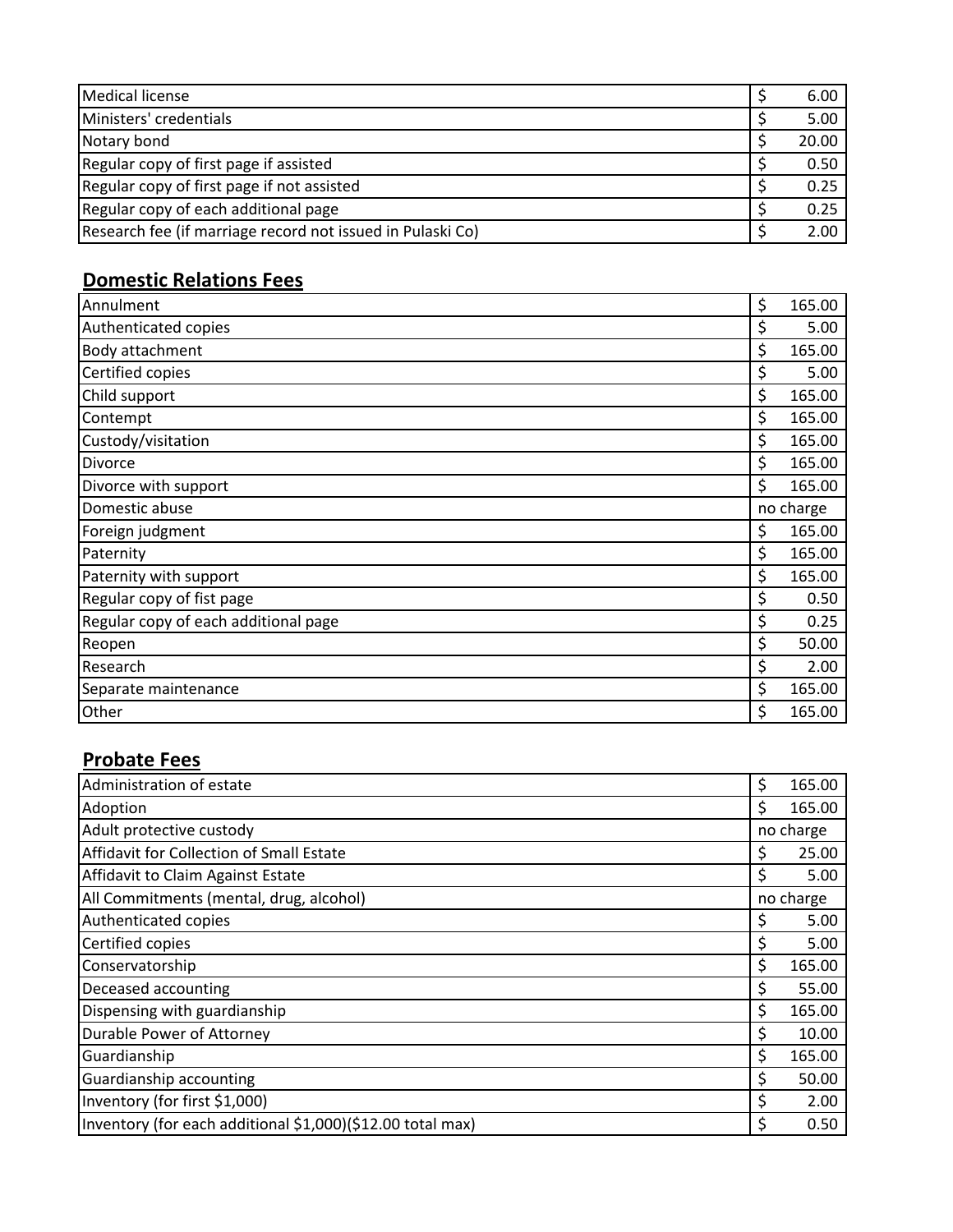| | |
|---|---|
| Medical license | $ 6.00 |
| Ministers' credentials | $ 5.00 |
| Notary bond | $ 20.00 |
| Regular copy of first page if assisted | $ 0.50 |
| Regular copy of first page if not assisted | $ 0.25 |
| Regular copy of each additional page | $ 0.25 |
| Research fee (if marriage record not issued in Pulaski Co) | $ 2.00 |

## **Domestic Relations Fees**

| | |
|---|---|
| Annulment | $ 165.00 |
| Authenticated copies | $ 5.00 |
| Body attachment | $ 165.00 |
| Certified copies | $ 5.00 |
| Child support | $ 165.00 |
| Contempt | $ 165.00 |
| Custody/visitation | $ 165.00 |
| Divorce | $ 165.00 |
| Divorce with support | $ 165.00 |
| Domestic abuse | no charge |
| Foreign judgment | $ 165.00 |
| Paternity | $ 165.00 |
| Paternity with support | $ 165.00 |
| Regular copy of fist page | $ 0.50 |
| Regular copy of each additional page | $ 0.25 |
| Reopen | $ 50.00 |
| Research | $ 2.00 |
| Separate maintenance | $ 165.00 |
| Other | $ 165.00 |

## **Probate Fees**

| | |
|---|---|
| Administration of estate | $ 165.00 |
| Adoption | $ 165.00 |
| Adult protective custody | no charge |
| Affidavit for Collection of Small Estate | $ 25.00 |
| Affidavit to Claim Against Estate | $ 5.00 |
| All Commitments (mental, drug, alcohol) | no charge |
| Authenticated copies | $ 5.00 |
| Certified copies | $ 5.00 |
| Conservatorship | $ 165.00 |
| Deceased accounting | $ 55.00 |
| Dispensing with guardianship | $ 165.00 |
| Durable Power of Attorney | $ 10.00 |
| Guardianship | $ 165.00 |
| Guardianship accounting | $ 50.00 |
| Inventory (for first $1,000) | $ 2.00 |
| Inventory (for each additional $1,000)($12.00 total max) | $ 0.50 |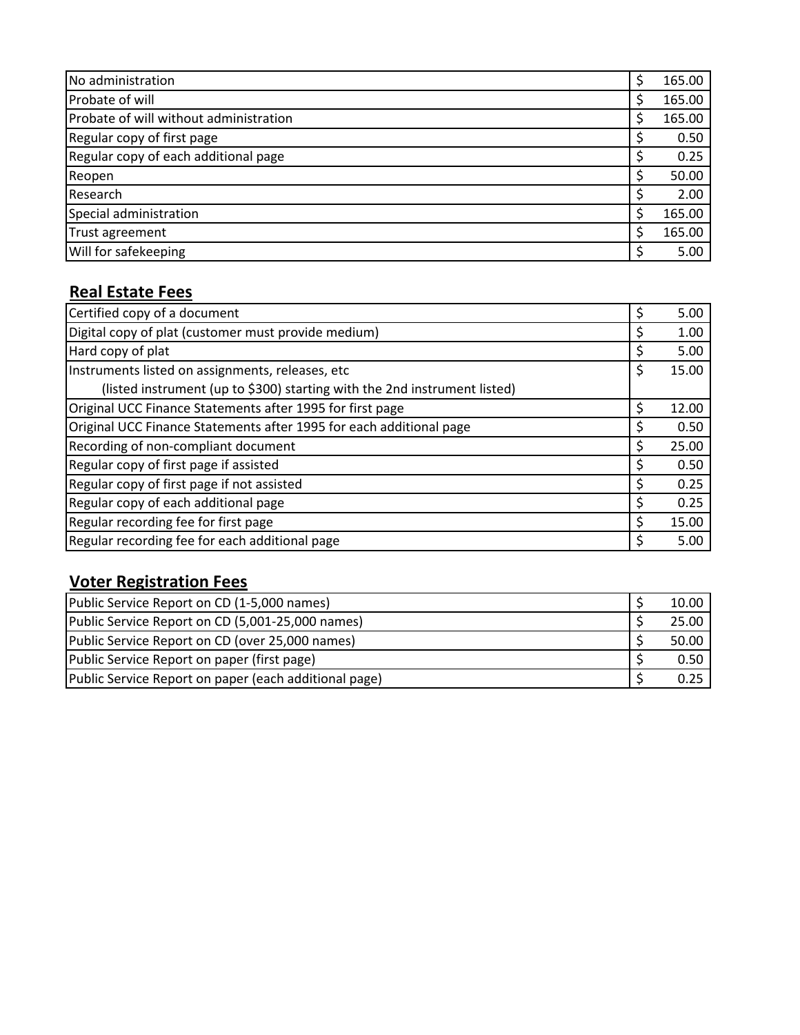| | |
|---|---|
| No administration | $ 165.00 |
| Probate of will | $ 165.00 |
| Probate of will without administration | $ 165.00 |
| Regular copy of first page | $ 0.50 |
| Regular copy of each additional page | $ 0.25 |
| Reopen | $ 50.00 |
| Research | $ 2.00 |
| Special administration | $ 165.00 |
| Trust agreement | $ 165.00 |
| Will for safekeeping | $ 5.00 |

## Real Estate Fees

| | |
|---|---|
| Certified copy of a document | $ 5.00 |
| Digital copy of plat (customer must provide medium) | $ 1.00 |
| Hard copy of plat | $ 5.00 |
| Instruments listed on assignments, releases, etc (listed instrument (up to $300) starting with the 2nd instrument listed) | $ 15.00 |
| Original UCC Finance Statements after 1995 for first page | $ 12.00 |
| Original UCC Finance Statements after 1995 for each additional page | $ 0.50 |
| Recording of non-compliant document | $ 25.00 |
| Regular copy of first page if assisted | $ 0.50 |
| Regular copy of first page if not assisted | $ 0.25 |
| Regular copy of each additional page | $ 0.25 |
| Regular recording fee for first page | $ 15.00 |
| Regular recording fee for each additional page | $ 5.00 |

## Voter Registration Fees

| | |
|---|---|
| Public Service Report on CD (1-5,000 names) | $ 10.00 |
| Public Service Report on CD (5,001-25,000 names) | $ 25.00 |
| Public Service Report on CD (over 25,000 names) | $ 50.00 |
| Public Service Report on paper (first page) | $ 0.50 |
| Public Service Report on paper (each additional page) | $ 0.25 |